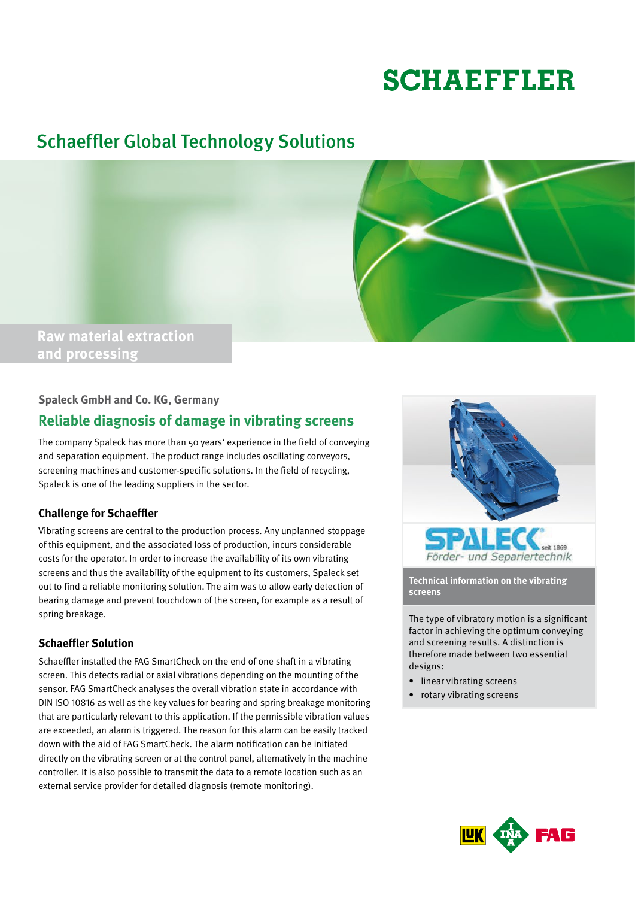# SCHAEFFLER

## Schaeffler Global Technology Solutions

**Raw material extraction and processing**

### Spaleck GmbH and Co. KG, Germany

## Reliable diagnosis of damage in vibrating screens

The company Spaleck has more than 50 years' experience in the field of conveying and separation equipment. The product range includes oscillating conveyors, screening machines and customer-specific solutions. In the field of recycling, Spaleck is one of the leading suppliers in the sector.

### Challenge for Schaeffler

Vibrating screens are central to the production process. Any unplanned stoppage of this equipment, and the associated loss of production, incurs considerable costs for the operator. In order to increase the availability of its own vibrating screens and thus the availability of the equipment to its customers, Spaleck set out to find a reliable monitoring solution. The aim was to allow early detection of bearing damage and prevent touchdown of the screen, for example as a result of spring breakage.

### Schaeffler Solution

Schaeffler installed the FAG SmartCheck on the end of one shaft in a vibrating screen. This detects radial or axial vibrations depending on the mounting of the sensor. FAG SmartCheck analyses the overall vibration state in accordance with DIN ISO 10816 as well as the key values for bearing and spring breakage monitoring that are particularly relevant to this application. If the permissible vibration values are exceeded, an alarm is triggered. The reason for this alarm can be easily tracked down with the aid of FAG SmartCheck. The alarm notification can be initiated directly on the vibrating screen or at the control panel, alternatively in the machine controller. It is also possible to transmit the data to a remote location such as an external service provider for detailed diagnosis (remote monitoring).

SPALECK seit 1869
Förder- und Separiertechnik

**Technical information on the vibrating screens**

The type of vibratory motion is a significant factor in achieving the optimum conveying and screening results. A distinction is therefore made between two essential designs:

- linear vibrating screens
- rotary vibrating screens

LuK INA FAG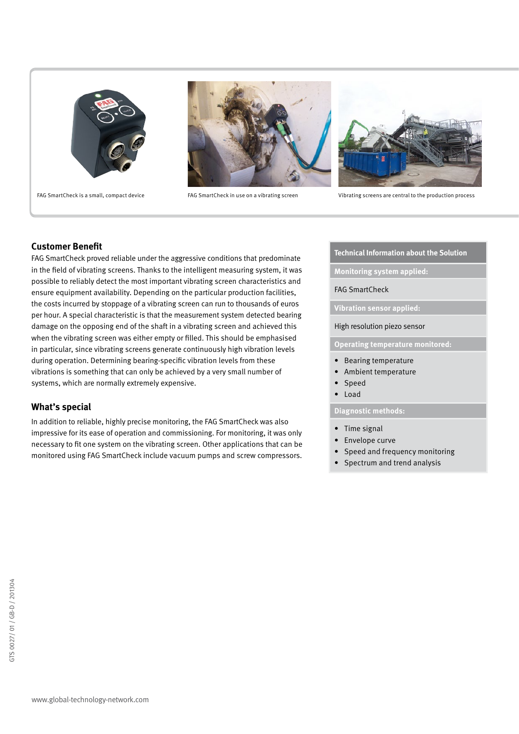FAG SmartCheck is a small, compact device

FAG SmartCheck in use on a vibrating screen

Vibrating screens are central to the production process

## Customer Benefit

FAG SmartCheck proved reliable under the aggressive conditions that predominate in the field of vibrating screens. Thanks to the intelligent measuring system, it was possible to reliably detect the most important vibrating screen characteristics and ensure equipment availability. Depending on the particular production facilities, the costs incurred by stoppage of a vibrating screen can run to thousands of euros per hour. A special characteristic is that the measurement system detected bearing damage on the opposing end of the shaft in a vibrating screen and achieved this when the vibrating screen was either empty or filled. This should be emphasised in particular, since vibrating screens generate continuously high vibration levels during operation. Determining bearing-specific vibration levels from these vibrations is something that can only be achieved by a very small number of systems, which are normally extremely expensive.

## What's special

In addition to reliable, highly precise monitoring, the FAG SmartCheck was also impressive for its ease of operation and commissioning. For monitoring, it was only necessary to fit one system on the vibrating screen. Other applications that can be monitored using FAG SmartCheck include vacuum pumps and screw compressors.

### Technical Information about the Solution

**Monitoring system applied:**

FAG SmartCheck

**Vibration sensor applied:**

High resolution piezo sensor

**Operating temperature monitored:**

- Bearing temperature
- Ambient temperature
- Speed
- Load

**Diagnostic methods:**

- Time signal
- Envelope curve
- Speed and frequency monitoring
- Spectrum and trend analysis

GTS 0027/ 01 / GB-D / 201304

www.global-technology-network.com